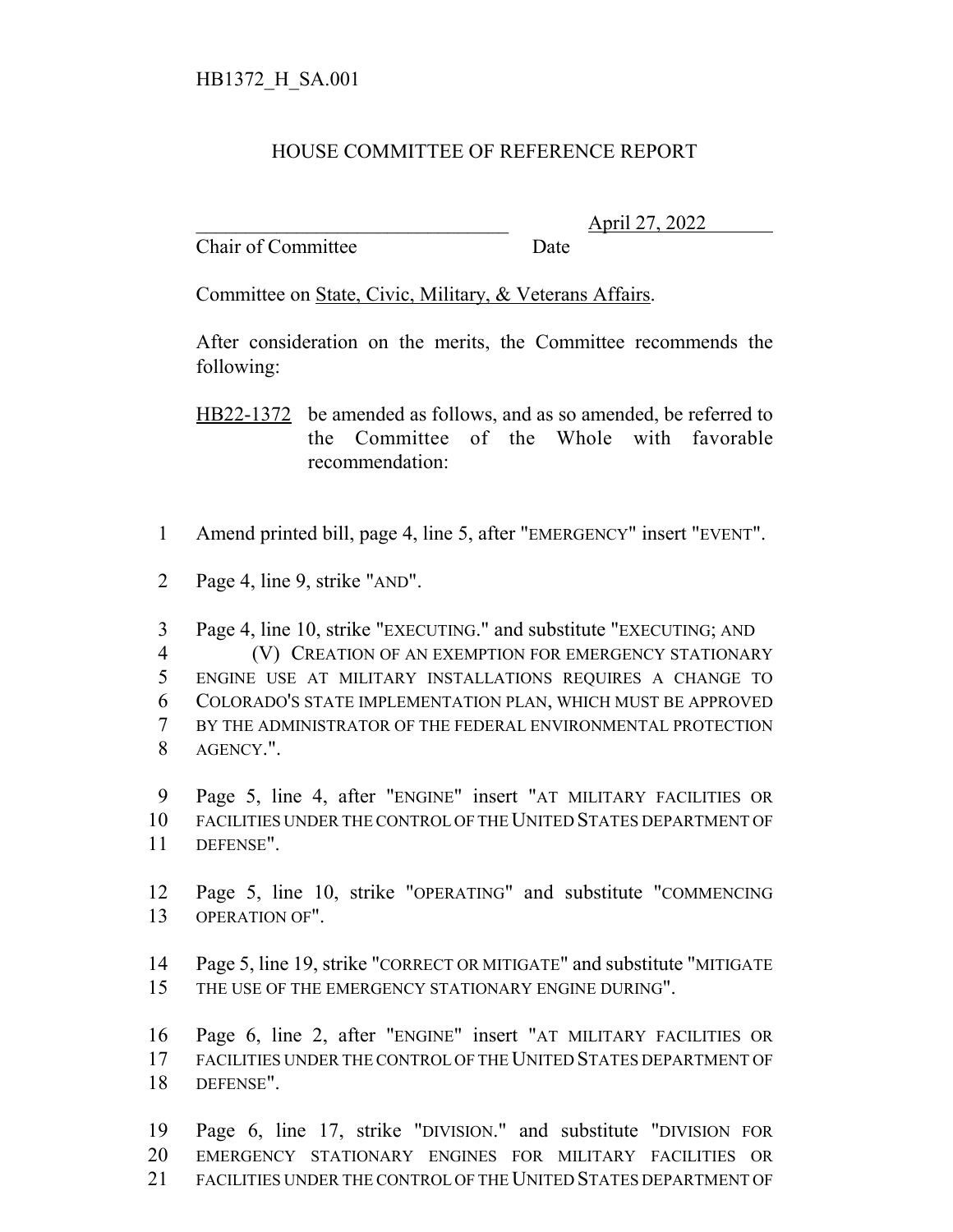HB1372_H_SA.001

HOUSE COMMITTEE OF REFERENCE REPORT

________________________________ April 27, 2022

Chair of Committee Date

Committee on State, Civic, Military, & Veterans Affairs.

After consideration on the merits, the Committee recommends the following:

HB22-1372 be amended as follows, and as so amended, be referred to the Committee of the Whole with favorable recommendation:

1 Amend printed bill, page 4, line 5, after "EMERGENCY" insert "EVENT".

2 Page 4, line 9, strike "AND".

3 Page 4, line 10, strike "EXECUTING." and substitute "EXECUTING; AND
4 (V) CREATION OF AN EXEMPTION FOR EMERGENCY STATIONARY
5 ENGINE USE AT MILITARY INSTALLATIONS REQUIRES A CHANGE TO
6 COLORADO'S STATE IMPLEMENTATION PLAN, WHICH MUST BE APPROVED
7 BY THE ADMINISTRATOR OF THE FEDERAL ENVIRONMENTAL PROTECTION
8 AGENCY.".

9 Page 5, line 4, after "ENGINE" insert "AT MILITARY FACILITIES OR
10 FACILITIES UNDER THE CONTROL OF THE UNITED STATES DEPARTMENT OF
11 DEFENSE".

12 Page 5, line 10, strike "OPERATING" and substitute "COMMENCING
13 OPERATION OF".

14 Page 5, line 19, strike "CORRECT OR MITIGATE" and substitute "MITIGATE
15 THE USE OF THE EMERGENCY STATIONARY ENGINE DURING".

16 Page 6, line 2, after "ENGINE" insert "AT MILITARY FACILITIES OR
17 FACILITIES UNDER THE CONTROL OF THE UNITED STATES DEPARTMENT OF
18 DEFENSE".

19 Page 6, line 17, strike "DIVISION." and substitute "DIVISION FOR
20 EMERGENCY STATIONARY ENGINES FOR MILITARY FACILITIES OR
21 FACILITIES UNDER THE CONTROL OF THE UNITED STATES DEPARTMENT OF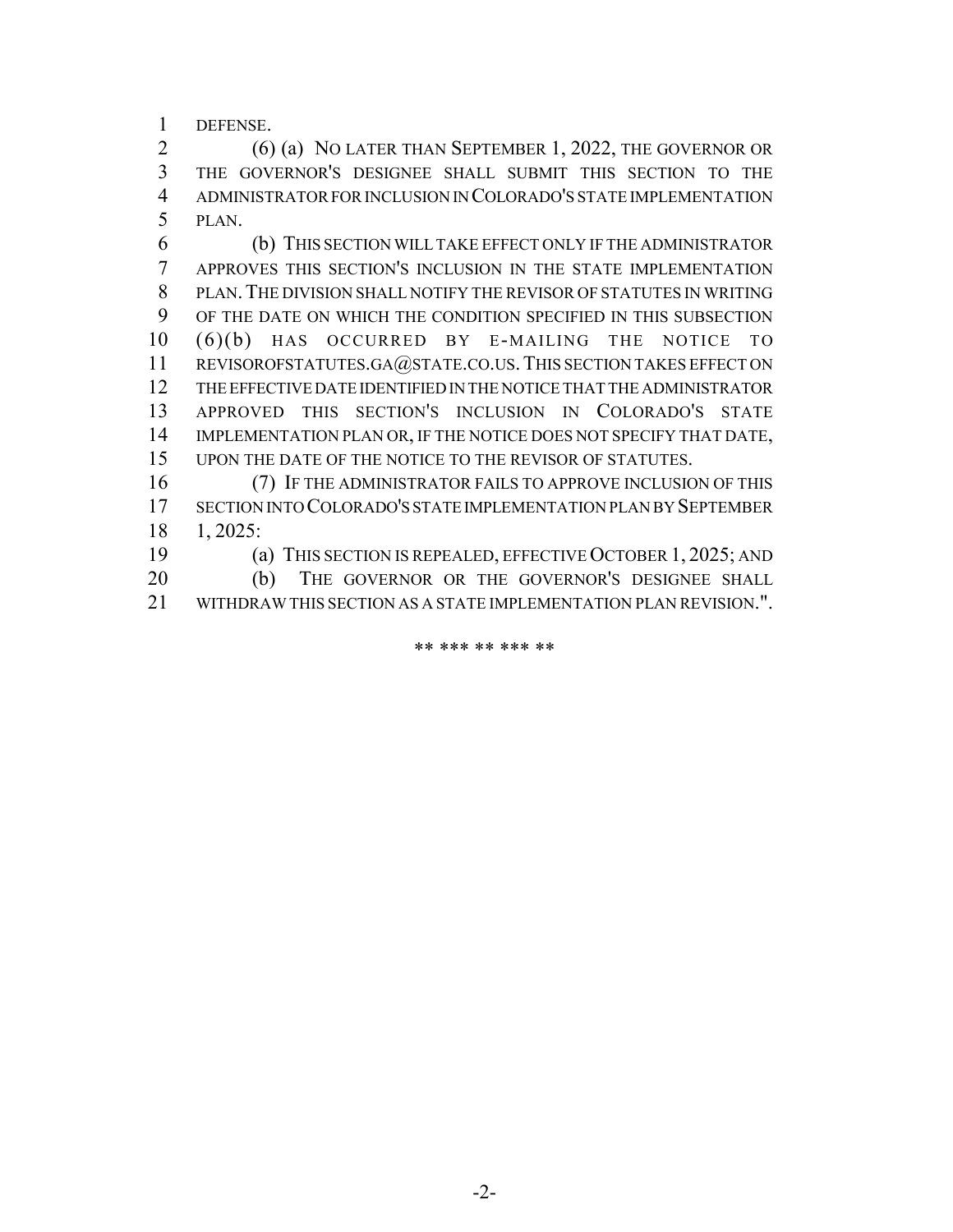DEFENSE.

(6) (a) NO LATER THAN SEPTEMBER 1, 2022, THE GOVERNOR OR THE GOVERNOR'S DESIGNEE SHALL SUBMIT THIS SECTION TO THE ADMINISTRATOR FOR INCLUSION IN COLORADO'S STATE IMPLEMENTATION PLAN.

(b) THIS SECTION WILL TAKE EFFECT ONLY IF THE ADMINISTRATOR APPROVES THIS SECTION'S INCLUSION IN THE STATE IMPLEMENTATION PLAN. THE DIVISION SHALL NOTIFY THE REVISOR OF STATUTES IN WRITING OF THE DATE ON WHICH THE CONDITION SPECIFIED IN THIS SUBSECTION (6)(b) HAS OCCURRED BY E-MAILING THE NOTICE TO REVISOROFSTATUTES.GA@STATE.CO.US. THIS SECTION TAKES EFFECT ON THE EFFECTIVE DATE IDENTIFIED IN THE NOTICE THAT THE ADMINISTRATOR APPROVED THIS SECTION'S INCLUSION IN COLORADO'S STATE IMPLEMENTATION PLAN OR, IF THE NOTICE DOES NOT SPECIFY THAT DATE, UPON THE DATE OF THE NOTICE TO THE REVISOR OF STATUTES.

(7) IF THE ADMINISTRATOR FAILS TO APPROVE INCLUSION OF THIS SECTION INTO COLORADO'S STATE IMPLEMENTATION PLAN BY SEPTEMBER 1, 2025:

(a) THIS SECTION IS REPEALED, EFFECTIVE OCTOBER 1, 2025; AND

(b) THE GOVERNOR OR THE GOVERNOR'S DESIGNEE SHALL WITHDRAW THIS SECTION AS A STATE IMPLEMENTATION PLAN REVISION.".

** *** ** *** **